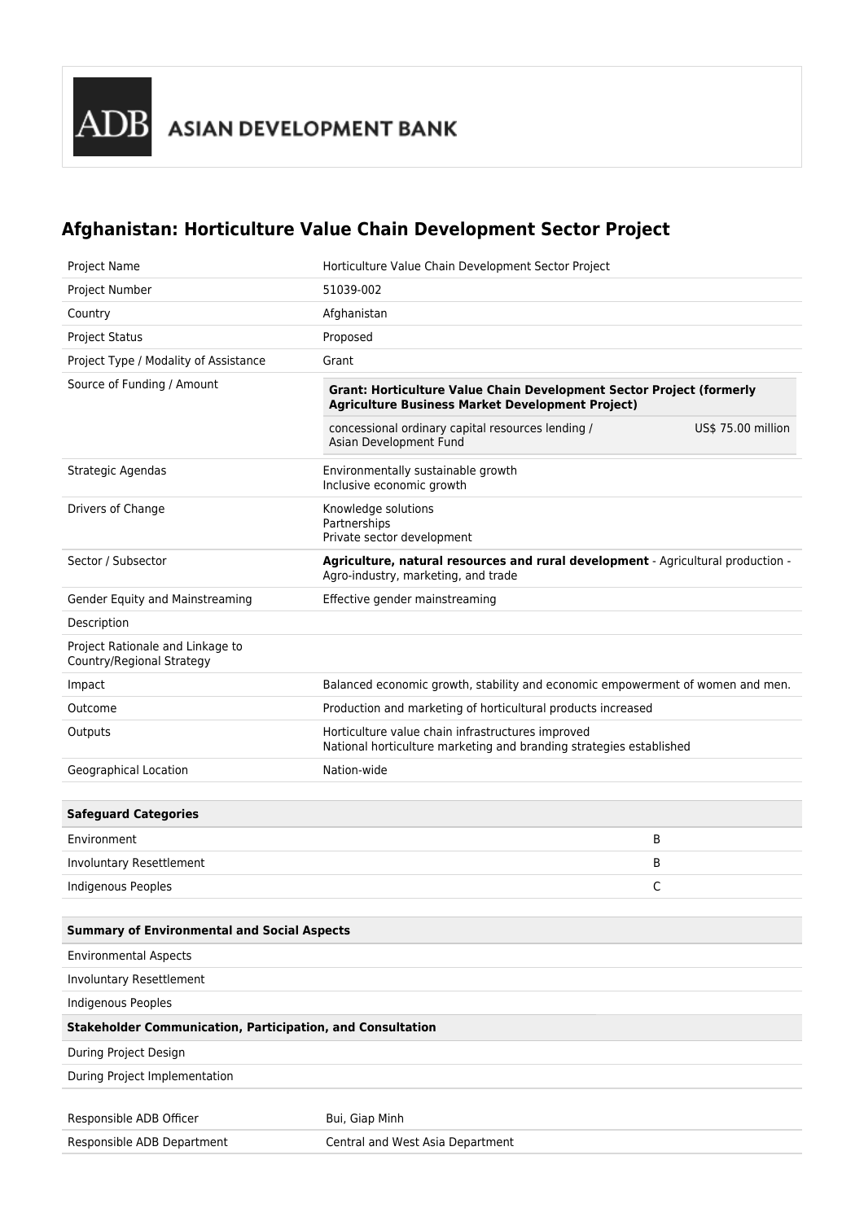ADB ASIAN DEVELOPMENT BANK

# Afghanistan: Horticulture Value Chain Development Sector Project

| | |
|---|---|
| Project Name | Horticulture Value Chain Development Sector Project |
| Project Number | 51039-002 |
| Country | Afghanistan |
| Project Status | Proposed |
| Project Type / Modality of Assistance | Grant |
| Source of Funding / Amount | **Grant: Horticulture Value Chain Development Sector Project (formerly Agriculture Business Market Development Project)**<br>concessional ordinary capital resources lending / Asian Development Fund — US$ 75.00 million |
| Strategic Agendas | Environmentally sustainable growth<br>Inclusive economic growth |
| Drivers of Change | Knowledge solutions<br>Partnerships<br>Private sector development |
| Sector / Subsector | **Agriculture, natural resources and rural development** - Agricultural production - Agro-industry, marketing, and trade |
| Gender Equity and Mainstreaming | Effective gender mainstreaming |
| Description | |
| Project Rationale and Linkage to Country/Regional Strategy | |
| Impact | Balanced economic growth, stability and economic empowerment of women and men. |
| Outcome | Production and marketing of horticultural products increased |
| Outputs | Horticulture value chain infrastructures improved<br>National horticulture marketing and branding strategies established |
| Geographical Location | Nation-wide |

| **Safeguard Categories** | |
|---|---|
| Environment | B |
| Involuntary Resettlement | B |
| Indigenous Peoples | C |

**Summary of Environmental and Social Aspects**

Environmental Aspects

Involuntary Resettlement

Indigenous Peoples

**Stakeholder Communication, Participation, and Consultation**

During Project Design

During Project Implementation

| | |
|---|---|
| Responsible ADB Officer | Bui, Giap Minh |
| Responsible ADB Department | Central and West Asia Department |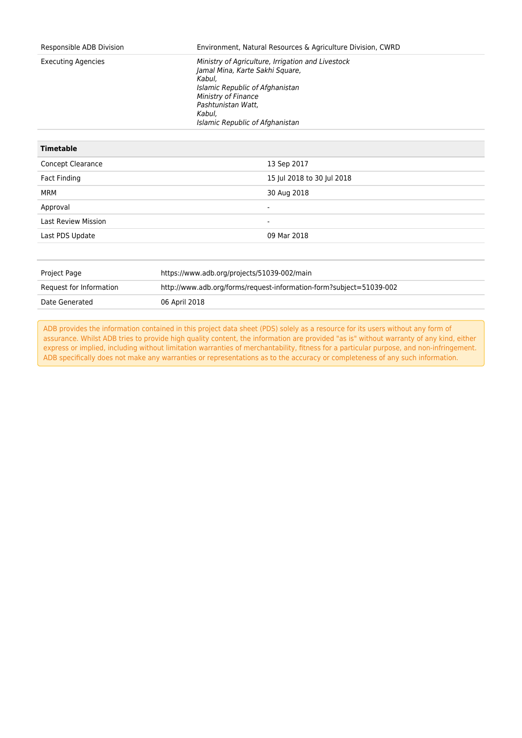| | |
|---|---|
| Responsible ADB Division | Environment, Natural Resources & Agriculture Division, CWRD |
| Executing Agencies | *Ministry of Agriculture, Irrigation and Livestock*<br>*Jamal Mina, Karte Sakhi Square,*<br>*Kabul,*<br>*Islamic Republic of Afghanistan*<br>*Ministry of Finance*<br>*Pashtunistan Watt,*<br>*Kabul,*<br>*Islamic Republic of Afghanistan* |

| **Timetable** | |
|---|---|
| Concept Clearance | 13 Sep 2017 |
| Fact Finding | 15 Jul 2018 to 30 Jul 2018 |
| MRM | 30 Aug 2018 |
| Approval | - |
| Last Review Mission | - |
| Last PDS Update | 09 Mar 2018 |

| | |
|---|---|
| Project Page | https://www.adb.org/projects/51039-002/main |
| Request for Information | http://www.adb.org/forms/request-information-form?subject=51039-002 |
| Date Generated | 06 April 2018 |

ADB provides the information contained in this project data sheet (PDS) solely as a resource for its users without any form of assurance. Whilst ADB tries to provide high quality content, the information are provided "as is" without warranty of any kind, either express or implied, including without limitation warranties of merchantability, fitness for a particular purpose, and non-infringement. ADB specifically does not make any warranties or representations as to the accuracy or completeness of any such information.